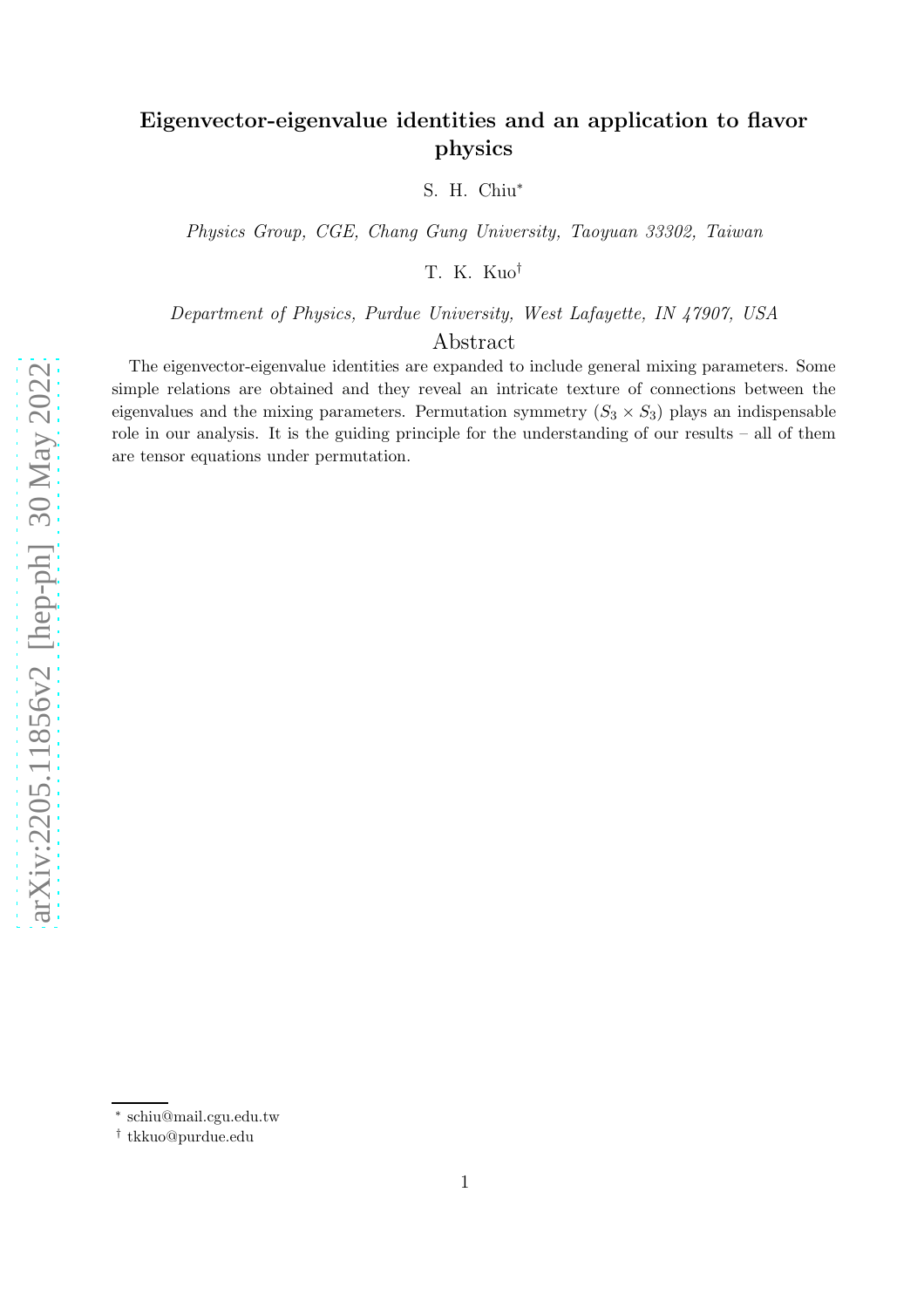# Eigenvector-eigenvalue identities and an application to flavor physics

S. H. Chiu[*]

*Physics Group, CGE, Chang Gung University, Taoyuan 33302, Taiwan*

T. K. Kuo[†]

*Department of Physics, Purdue University, West Lafayette, IN 47907, USA*

## Abstract

The eigenvector-eigenvalue identities are expanded to include general mixing parameters. Some simple relations are obtained and they reveal an intricate texture of connections between the eigenvalues and the mixing parameters. Permutation symmetry ($S_3 \times S_3$) plays an indispensable role in our analysis. It is the guiding principle for the understanding of our results – all of them are tensor equations under permutation.

---

[*] schiu@mail.cgu.edu.tw

[†] tkkuo@purdue.edu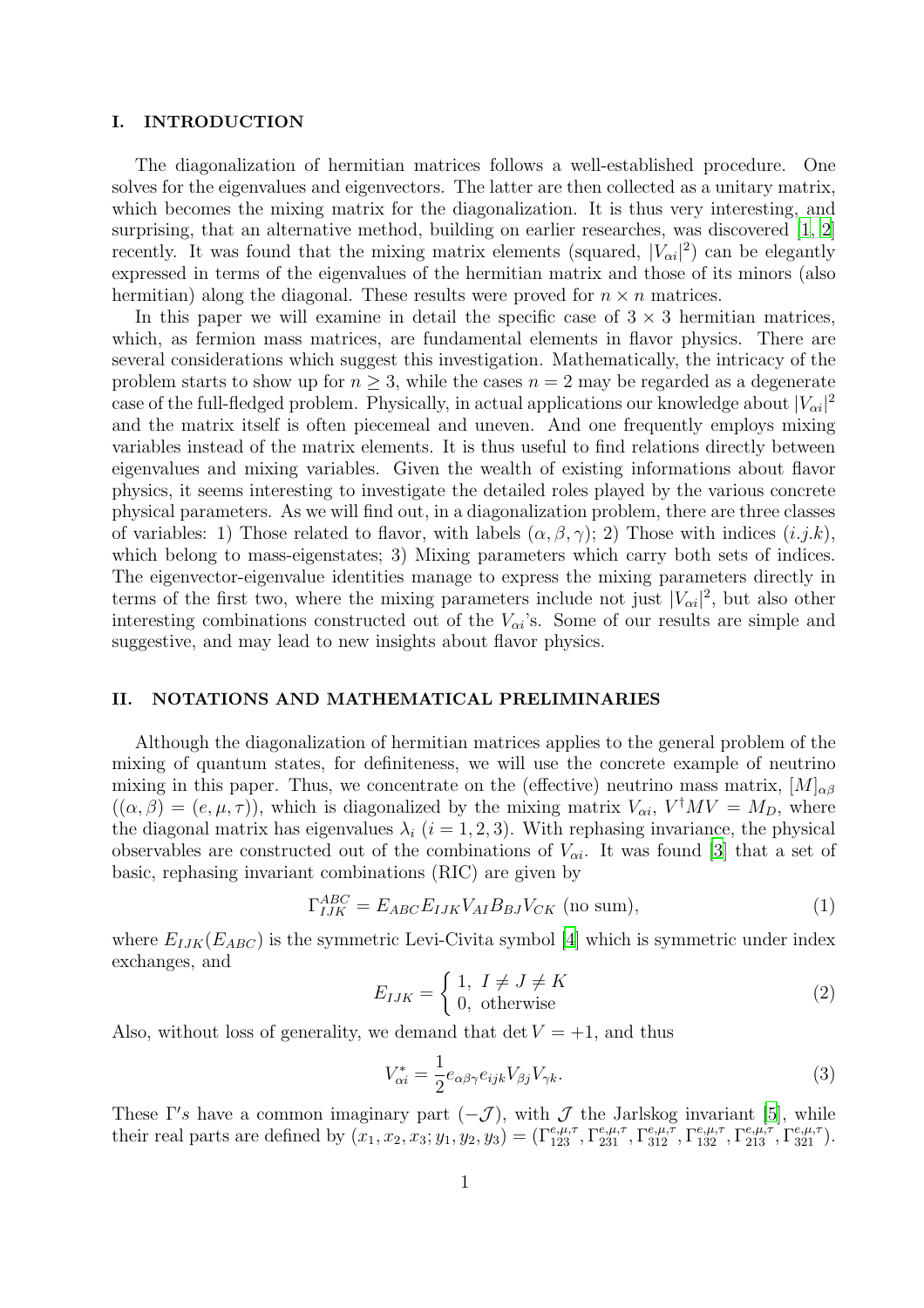## I. INTRODUCTION

The diagonalization of hermitian matrices follows a well-established procedure. One solves for the eigenvalues and eigenvectors. The latter are then collected as a unitary matrix, which becomes the mixing matrix for the diagonalization. It is thus very interesting, and surprising, that an alternative method, building on earlier researches, was discovered [1, 2] recently. It was found that the mixing matrix elements (squared, $|V_{\alpha i}|^2$) can be elegantly expressed in terms of the eigenvalues of the hermitian matrix and those of its minors (also hermitian) along the diagonal. These results were proved for $n \times n$ matrices.

In this paper we will examine in detail the specific case of $3 \times 3$ hermitian matrices, which, as fermion mass matrices, are fundamental elements in flavor physics. There are several considerations which suggest this investigation. Mathematically, the intricacy of the problem starts to show up for $n \geq 3$, while the cases $n = 2$ may be regarded as a degenerate case of the full-fledged problem. Physically, in actual applications our knowledge about $|V_{\alpha i}|^2$ and the matrix itself is often piecemeal and uneven. And one frequently employs mixing variables instead of the matrix elements. It is thus useful to find relations directly between eigenvalues and mixing variables. Given the wealth of existing informations about flavor physics, it seems interesting to investigate the detailed roles played by the various concrete physical parameters. As we will find out, in a diagonalization problem, there are three classes of variables: 1) Those related to flavor, with labels $(\alpha, \beta, \gamma)$; 2) Those with indices $(i.j.k)$, which belong to mass-eigenstates; 3) Mixing parameters which carry both sets of indices. The eigenvector-eigenvalue identities manage to express the mixing parameters directly in terms of the first two, where the mixing parameters include not just $|V_{\alpha i}|^2$, but also other interesting combinations constructed out of the $V_{\alpha i}$'s. Some of our results are simple and suggestive, and may lead to new insights about flavor physics.

## II. NOTATIONS AND MATHEMATICAL PRELIMINARIES

Although the diagonalization of hermitian matrices applies to the general problem of the mixing of quantum states, for definiteness, we will use the concrete example of neutrino mixing in this paper. Thus, we concentrate on the (effective) neutrino mass matrix, $[M]_{\alpha\beta}$ ($(\alpha, \beta) = (e, \mu, \tau)$), which is diagonalized by the mixing matrix $V_{\alpha i}$, $V^{\dagger} M V = M_D$, where the diagonal matrix has eigenvalues $\lambda_i$ $(i = 1, 2, 3)$. With rephasing invariance, the physical observables are constructed out of the combinations of $V_{\alpha i}$. It was found [3] that a set of basic, rephasing invariant combinations (RIC) are given by

$$\Gamma^{ABC}_{IJK} = E_{ABC} E_{IJK} V_{AI} B_{BJ} V_{CK} \text{ (no sum)}, \tag{1}$$

where $E_{IJK}(E_{ABC})$ is the symmetric Levi-Civita symbol [4] which is symmetric under index exchanges, and

$$E_{IJK} = \begin{cases} 1, & I \neq J \neq K \\ 0, & \text{otherwise} \end{cases} \tag{2}$$

Also, without loss of generality, we demand that $\det V = +1$, and thus

$$V^*_{\alpha i} = \frac{1}{2} e_{\alpha\beta\gamma} e_{ijk} V_{\beta j} V_{\gamma k}. \tag{3}$$

These $\Gamma' s$ have a common imaginary part $(-\mathcal{J})$, with $\mathcal{J}$ the Jarlskog invariant [5], while their real parts are defined by $(x_1, x_2, x_3; y_1, y_2, y_3) = (\Gamma^{e,\mu,\tau}_{123}, \Gamma^{e,\mu,\tau}_{231}, \Gamma^{e,\mu,\tau}_{312}, \Gamma^{e,\mu,\tau}_{132}, \Gamma^{e,\mu,\tau}_{213}, \Gamma^{e,\mu,\tau}_{321})$.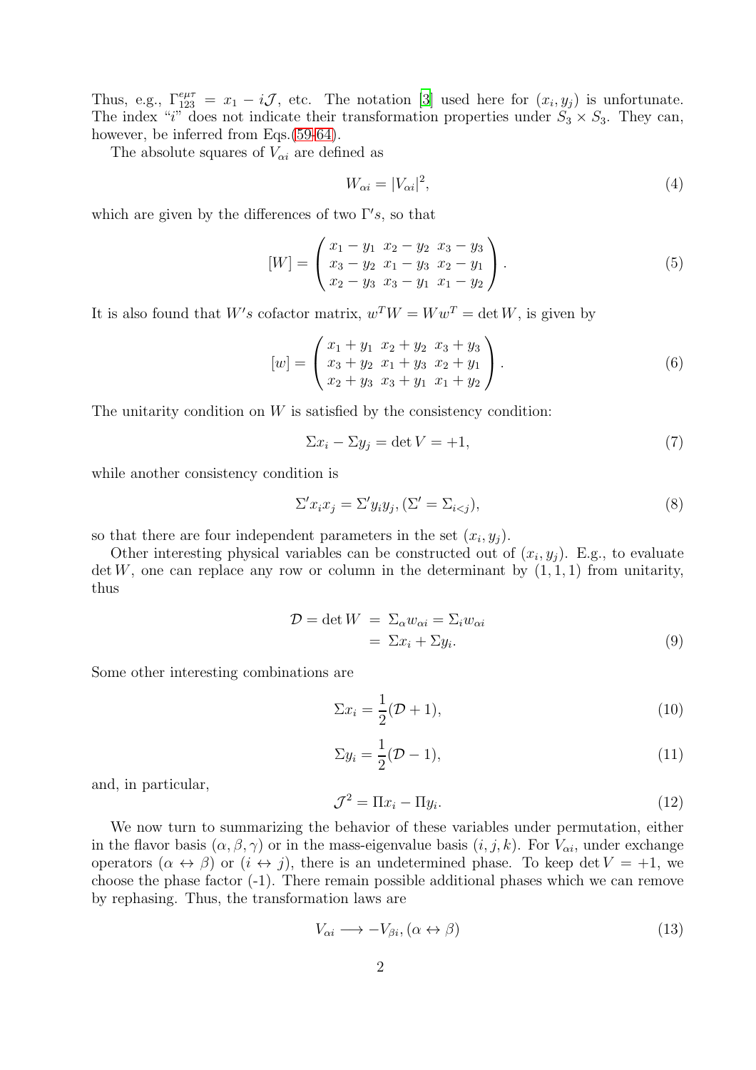Thus, e.g., $\Gamma^{e\mu\tau}_{123} = x_1 - i\mathcal{J}$, etc. The notation [3] used here for $(x_i, y_j)$ is unfortunate. The index "$i$" does not indicate their transformation properties under $S_3 \times S_3$. They can, however, be inferred from Eqs.(59-64).

The absolute squares of $V_{\alpha i}$ are defined as

$$W_{\alpha i} = |V_{\alpha i}|^2, \tag{4}$$

which are given by the differences of two $\Gamma' s$, so that

$$[W] = \begin{pmatrix} x_1 - y_1 & x_2 - y_2 & x_3 - y_3 \\ x_3 - y_2 & x_1 - y_3 & x_2 - y_1 \\ x_2 - y_3 & x_3 - y_1 & x_1 - y_2 \end{pmatrix}. \tag{5}$$

It is also found that $W' s$ cofactor matrix, $w^T W = W w^T = \det W$, is given by

$$[w] = \begin{pmatrix} x_1 + y_1 & x_2 + y_2 & x_3 + y_3 \\ x_3 + y_2 & x_1 + y_3 & x_2 + y_1 \\ x_2 + y_3 & x_3 + y_1 & x_1 + y_2 \end{pmatrix}. \tag{6}$$

The unitarity condition on $W$ is satisfied by the consistency condition:

$$\Sigma x_i - \Sigma y_j = \det V = +1, \tag{7}$$

while another consistency condition is

$$\Sigma' x_i x_j = \Sigma' y_i y_j, (\Sigma' = \Sigma_{i<j}), \tag{8}$$

so that there are four independent parameters in the set $(x_i, y_j)$.

Other interesting physical variables can be constructed out of $(x_i, y_j)$. E.g., to evaluate $\det W$, one can replace any row or column in the determinant by $(1, 1, 1)$ from unitarity, thus

$$\begin{aligned} \mathcal{D} = \det W &= \Sigma_\alpha w_{\alpha i} = \Sigma_i w_{\alpha i} \\ &= \Sigma x_i + \Sigma y_i. \end{aligned} \tag{9}$$

Some other interesting combinations are

$$\Sigma x_i = \frac{1}{2}(\mathcal{D} + 1), \tag{10}$$

$$\Sigma y_i = \frac{1}{2}(\mathcal{D} - 1), \tag{11}$$

and, in particular,

$$\mathcal{J}^2 = \Pi x_i - \Pi y_i. \tag{12}$$

We now turn to summarizing the behavior of these variables under permutation, either in the flavor basis $(\alpha, \beta, \gamma)$ or in the mass-eigenvalue basis $(i, j, k)$. For $V_{\alpha i}$, under exchange operators $(\alpha \leftrightarrow \beta)$ or $(i \leftrightarrow j)$, there is an undetermined phase. To keep $\det V = +1$, we choose the phase factor (-1). There remain possible additional phases which we can remove by rephasing. Thus, the transformation laws are

$$V_{\alpha i} \longrightarrow -V_{\beta i}, (\alpha \leftrightarrow \beta) \tag{13}$$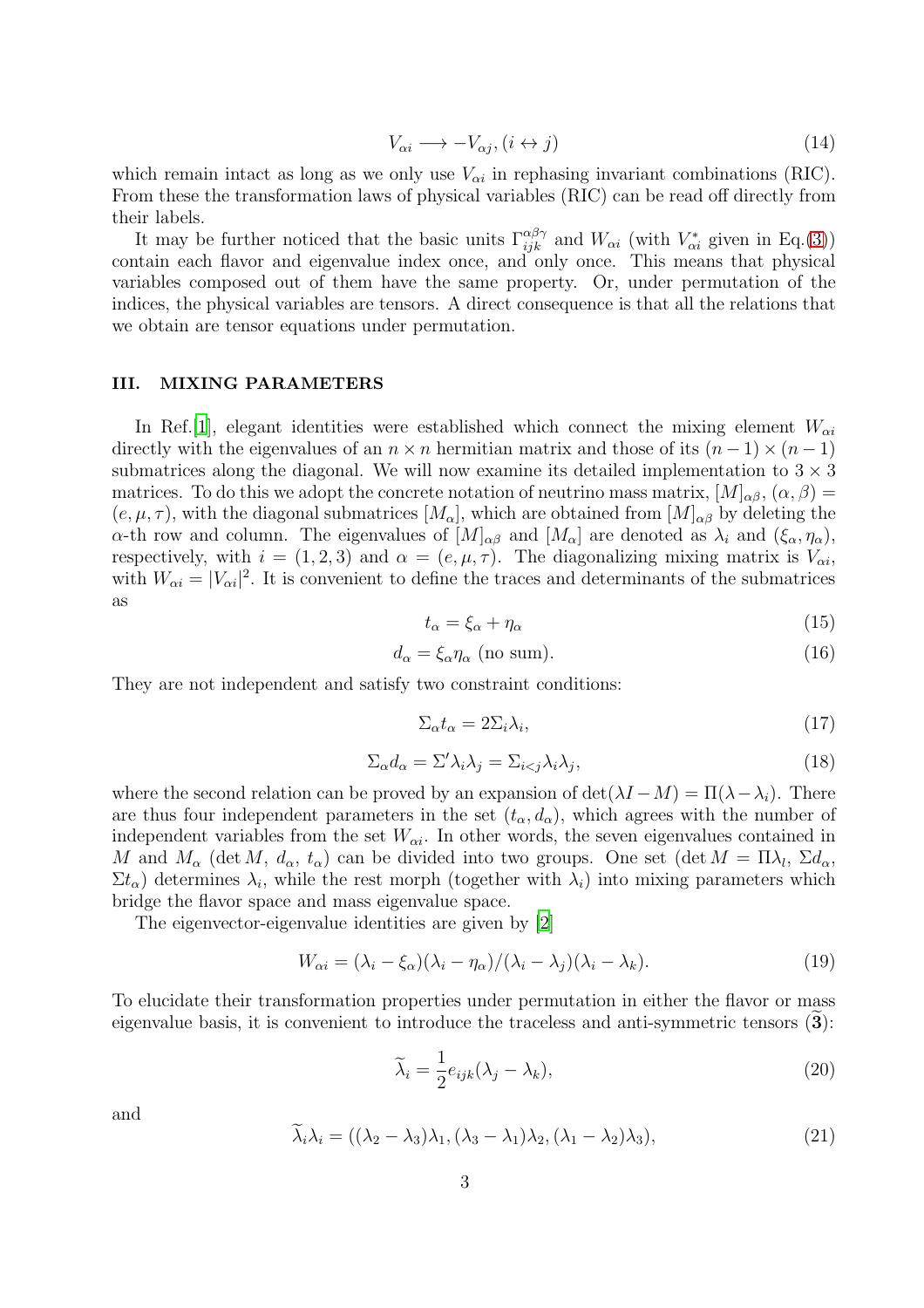$$V_{\alpha i} \longrightarrow -V_{\alpha j}, (i \leftrightarrow j) \tag{14}$$

which remain intact as long as we only use $V_{\alpha i}$ in rephasing invariant combinations (RIC). From these the transformation laws of physical variables (RIC) can be read off directly from their labels.

It may be further noticed that the basic units $\Gamma^{\alpha\beta\gamma}_{ijk}$ and $W_{\alpha i}$ (with $V^*_{\alpha i}$ given in Eq.(3)) contain each flavor and eigenvalue index once, and only once. This means that physical variables composed out of them have the same property. Or, under permutation of the indices, the physical variables are tensors. A direct consequence is that all the relations that we obtain are tensor equations under permutation.

### III. MIXING PARAMETERS

In Ref.[1], elegant identities were established which connect the mixing element $W_{\alpha i}$ directly with the eigenvalues of an $n \times n$ hermitian matrix and those of its $(n-1)\times(n-1)$ submatrices along the diagonal. We will now examine its detailed implementation to $3 \times 3$ matrices. To do this we adopt the concrete notation of neutrino mass matrix, $[M]_{\alpha\beta}$, $(\alpha, \beta) = (e, \mu, \tau)$, with the diagonal submatrices $[M_\alpha]$, which are obtained from $[M]_{\alpha\beta}$ by deleting the $\alpha$-th row and column. The eigenvalues of $[M]_{\alpha\beta}$ and $[M_\alpha]$ are denoted as $\lambda_i$ and $(\xi_\alpha, \eta_\alpha)$, respectively, with $i = (1, 2, 3)$ and $\alpha = (e, \mu, \tau)$. The diagonalizing mixing matrix is $V_{\alpha i}$, with $W_{\alpha i} = |V_{\alpha i}|^2$. It is convenient to define the traces and determinants of the submatrices as

$$t_\alpha = \xi_\alpha + \eta_\alpha \tag{15}$$

$$d_\alpha = \xi_\alpha \eta_\alpha \text{ (no sum)}. \tag{16}$$

They are not independent and satisfy two constraint conditions:

$$\Sigma_\alpha t_\alpha = 2\Sigma_i \lambda_i, \tag{17}$$

$$\Sigma_\alpha d_\alpha = \Sigma' \lambda_i \lambda_j = \Sigma_{i<j} \lambda_i \lambda_j, \tag{18}$$

where the second relation can be proved by an expansion of $\det(\lambda I - M) = \Pi(\lambda - \lambda_i)$. There are thus four independent parameters in the set $(t_\alpha, d_\alpha)$, which agrees with the number of independent variables from the set $W_{\alpha i}$. In other words, the seven eigenvalues contained in $M$ and $M_\alpha$ ($\det M$, $d_\alpha$, $t_\alpha$) can be divided into two groups. One set ($\det M = \Pi\lambda_l$, $\Sigma d_\alpha$, $\Sigma t_\alpha$) determines $\lambda_i$, while the rest morph (together with $\lambda_i$) into mixing parameters which bridge the flavor space and mass eigenvalue space.

The eigenvector-eigenvalue identities are given by [2]

$$W_{\alpha i} = (\lambda_i - \xi_\alpha)(\lambda_i - \eta_\alpha)/(\lambda_i - \lambda_j)(\lambda_i - \lambda_k). \tag{19}$$

To elucidate their transformation properties under permutation in either the flavor or mass eigenvalue basis, it is convenient to introduce the traceless and anti-symmetric tensors ($\widetilde{\mathbf{3}}$):

$$\widetilde{\lambda}_i = \frac{1}{2} e_{ijk}(\lambda_j - \lambda_k), \tag{20}$$

and

$$\widetilde{\lambda}_i \lambda_i = ((\lambda_2 - \lambda_3)\lambda_1, (\lambda_3 - \lambda_1)\lambda_2, (\lambda_1 - \lambda_2)\lambda_3), \tag{21}$$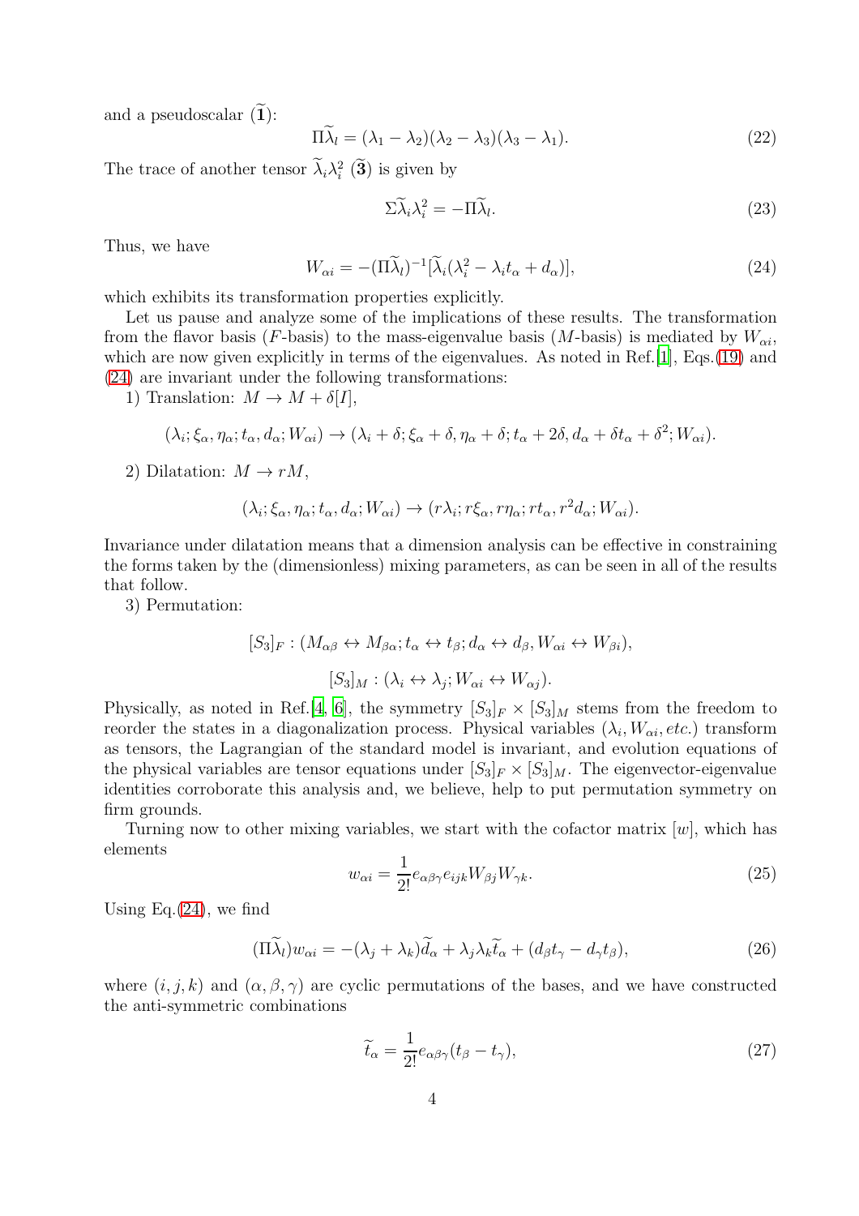and a pseudoscalar ($\widetilde{\mathbf{1}}$):

$$\Pi\widetilde{\lambda}_l = (\lambda_1 - \lambda_2)(\lambda_2 - \lambda_3)(\lambda_3 - \lambda_1). \tag{22}$$

The trace of another tensor $\widetilde{\lambda}_i \lambda_i^2$ ($\widetilde{\mathbf{3}}$) is given by

$$\Sigma\widetilde{\lambda}_i \lambda_i^2 = -\Pi\widetilde{\lambda}_l. \tag{23}$$

Thus, we have

$$W_{\alpha i} = -(\Pi\widetilde{\lambda}_l)^{-1}[\widetilde{\lambda}_i(\lambda_i^2 - \lambda_i t_\alpha + d_\alpha)], \tag{24}$$

which exhibits its transformation properties explicitly.

Let us pause and analyze some of the implications of these results. The transformation from the flavor basis ($F$-basis) to the mass-eigenvalue basis ($M$-basis) is mediated by $W_{\alpha i}$, which are now given explicitly in terms of the eigenvalues. As noted in Ref.[1], Eqs.(19) and (24) are invariant under the following transformations:

1) Translation: $M \to M + \delta[I]$,

$$(\lambda_i; \xi_\alpha, \eta_\alpha; t_\alpha, d_\alpha; W_{\alpha i}) \to (\lambda_i + \delta; \xi_\alpha + \delta, \eta_\alpha + \delta; t_\alpha + 2\delta, d_\alpha + \delta t_\alpha + \delta^2; W_{\alpha i}).$$

2) Dilatation: $M \to rM$,

$$(\lambda_i; \xi_\alpha, \eta_\alpha; t_\alpha, d_\alpha; W_{\alpha i}) \to (r\lambda_i; r\xi_\alpha, r\eta_\alpha; rt_\alpha, r^2 d_\alpha; W_{\alpha i}).$$

Invariance under dilatation means that a dimension analysis can be effective in constraining the forms taken by the (dimensionless) mixing parameters, as can be seen in all of the results that follow.

3) Permutation:

$$[S_3]_F : (M_{\alpha\beta} \leftrightarrow M_{\beta\alpha}; t_\alpha \leftrightarrow t_\beta; d_\alpha \leftrightarrow d_\beta, W_{\alpha i} \leftrightarrow W_{\beta i}),$$

$$[S_3]_M : (\lambda_i \leftrightarrow \lambda_j; W_{\alpha i} \leftrightarrow W_{\alpha j}).$$

Physically, as noted in Ref.[4, 6], the symmetry $[S_3]_F \times [S_3]_M$ stems from the freedom to reorder the states in a diagonalization process. Physical variables ($\lambda_i, W_{\alpha i}, etc.$) transform as tensors, the Lagrangian of the standard model is invariant, and evolution equations of the physical variables are tensor equations under $[S_3]_F \times [S_3]_M$. The eigenvector-eigenvalue identities corroborate this analysis and, we believe, help to put permutation symmetry on firm grounds.

Turning now to other mixing variables, we start with the cofactor matrix $[w]$, which has elements

$$w_{\alpha i} = \frac{1}{2!} e_{\alpha\beta\gamma} e_{ijk} W_{\beta j} W_{\gamma k}. \tag{25}$$

Using Eq.(24), we find

$$(\Pi\widetilde{\lambda}_l) w_{\alpha i} = -(\lambda_j + \lambda_k)\widetilde{d}_\alpha + \lambda_j \lambda_k \widetilde{t}_\alpha + (d_\beta t_\gamma - d_\gamma t_\beta), \tag{26}$$

where $(i, j, k)$ and $(\alpha, \beta, \gamma)$ are cyclic permutations of the bases, and we have constructed the anti-symmetric combinations

$$\widetilde{t}_\alpha = \frac{1}{2!} e_{\alpha\beta\gamma}(t_\beta - t_\gamma), \tag{27}$$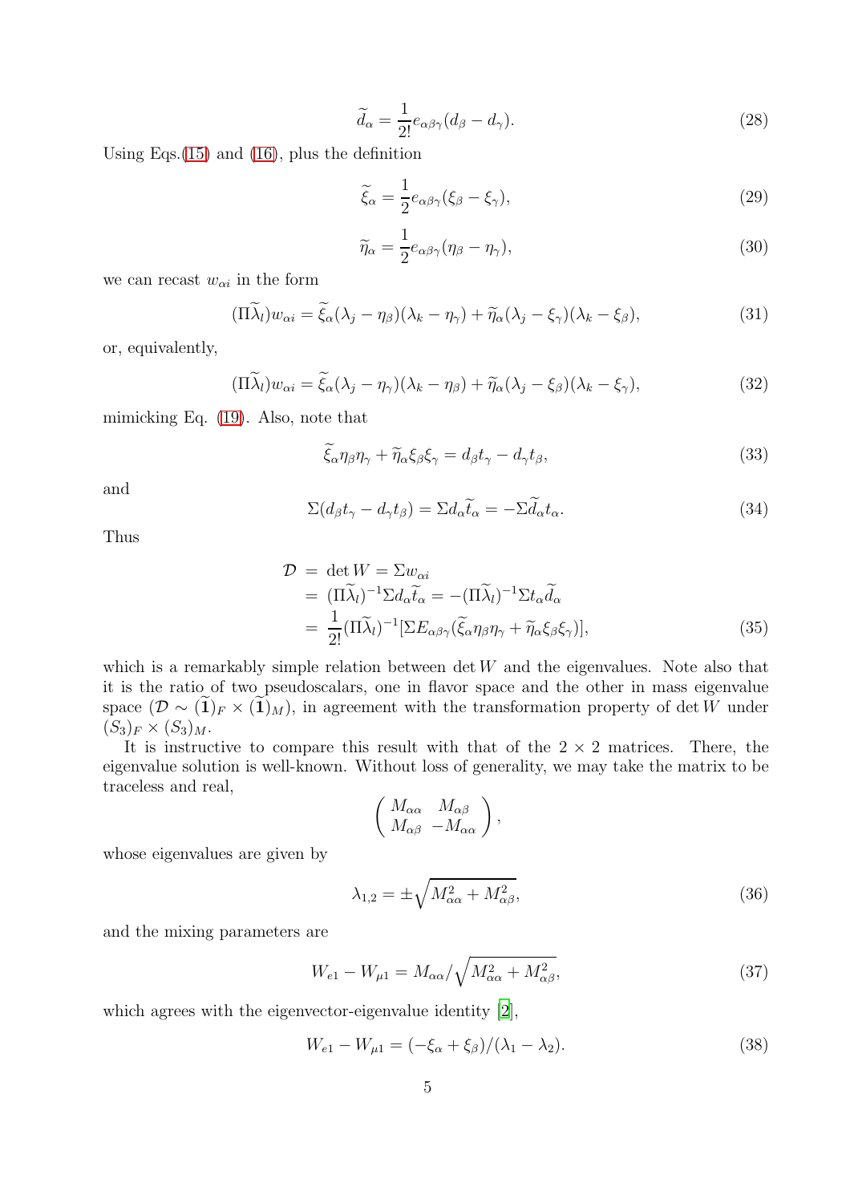$$\widetilde{d}_\alpha = \frac{1}{2!} e_{\alpha\beta\gamma}(d_\beta - d_\gamma). \tag{28}$$

Using Eqs.(15) and (16), plus the definition

$$\widetilde{\xi}_\alpha = \frac{1}{2} e_{\alpha\beta\gamma}(\xi_\beta - \xi_\gamma), \tag{29}$$

$$\widetilde{\eta}_\alpha = \frac{1}{2} e_{\alpha\beta\gamma}(\eta_\beta - \eta_\gamma), \tag{30}$$

we can recast $w_{\alpha i}$ in the form

$$(\Pi\widetilde{\lambda}_l) w_{\alpha i} = \widetilde{\xi}_\alpha(\lambda_j - \eta_\beta)(\lambda_k - \eta_\gamma) + \widetilde{\eta}_\alpha(\lambda_j - \xi_\gamma)(\lambda_k - \xi_\beta), \tag{31}$$

or, equivalently,

$$(\Pi\widetilde{\lambda}_l) w_{\alpha i} = \widetilde{\xi}_\alpha(\lambda_j - \eta_\gamma)(\lambda_k - \eta_\beta) + \widetilde{\eta}_\alpha(\lambda_j - \xi_\beta)(\lambda_k - \xi_\gamma), \tag{32}$$

mimicking Eq. (19). Also, note that

$$\widetilde{\xi}_\alpha \eta_\beta \eta_\gamma + \widetilde{\eta}_\alpha \xi_\beta \xi_\gamma = d_\beta t_\gamma - d_\gamma t_\beta, \tag{33}$$

and

$$\Sigma(d_\beta t_\gamma - d_\gamma t_\beta) = \Sigma d_\alpha \widetilde{t}_\alpha = -\Sigma \widetilde{d}_\alpha t_\alpha. \tag{34}$$

Thus

$$\begin{aligned}
\mathcal{D} &= \det W = \Sigma w_{\alpha i} \\
&= (\Pi\widetilde{\lambda}_l)^{-1} \Sigma d_\alpha \widetilde{t}_\alpha = -(\Pi\widetilde{\lambda}_l)^{-1} \Sigma t_\alpha \widetilde{d}_\alpha \\
&= \frac{1}{2!} (\Pi\widetilde{\lambda}_l)^{-1} [\Sigma E_{\alpha\beta\gamma}(\widetilde{\xi}_\alpha \eta_\beta \eta_\gamma + \widetilde{\eta}_\alpha \xi_\beta \xi_\gamma)],
\end{aligned} \tag{35}$$

which is a remarkably simple relation between $\det W$ and the eigenvalues. Note also that it is the ratio of two pseudoscalars, one in flavor space and the other in mass eigenvalue space ($\mathcal{D} \sim (\widetilde{\mathbf{1}})_F \times (\widetilde{\mathbf{1}})_M$), in agreement with the transformation property of $\det W$ under $(S_3)_F \times (S_3)_M$.

It is instructive to compare this result with that of the $2 \times 2$ matrices. There, the eigenvalue solution is well-known. Without loss of generality, we may take the matrix to be traceless and real,

$$\begin{pmatrix} M_{\alpha\alpha} & M_{\alpha\beta} \\ M_{\alpha\beta} & -M_{\alpha\alpha} \end{pmatrix},$$

whose eigenvalues are given by

$$\lambda_{1,2} = \pm\sqrt{M_{\alpha\alpha}^2 + M_{\alpha\beta}^2}, \tag{36}$$

and the mixing parameters are

$$W_{e1} - W_{\mu 1} = M_{\alpha\alpha} / \sqrt{M_{\alpha\alpha}^2 + M_{\alpha\beta}^2}, \tag{37}$$

which agrees with the eigenvector-eigenvalue identity [2],

$$W_{e1} - W_{\mu 1} = (-\xi_\alpha + \xi_\beta)/(\lambda_1 - \lambda_2). \tag{38}$$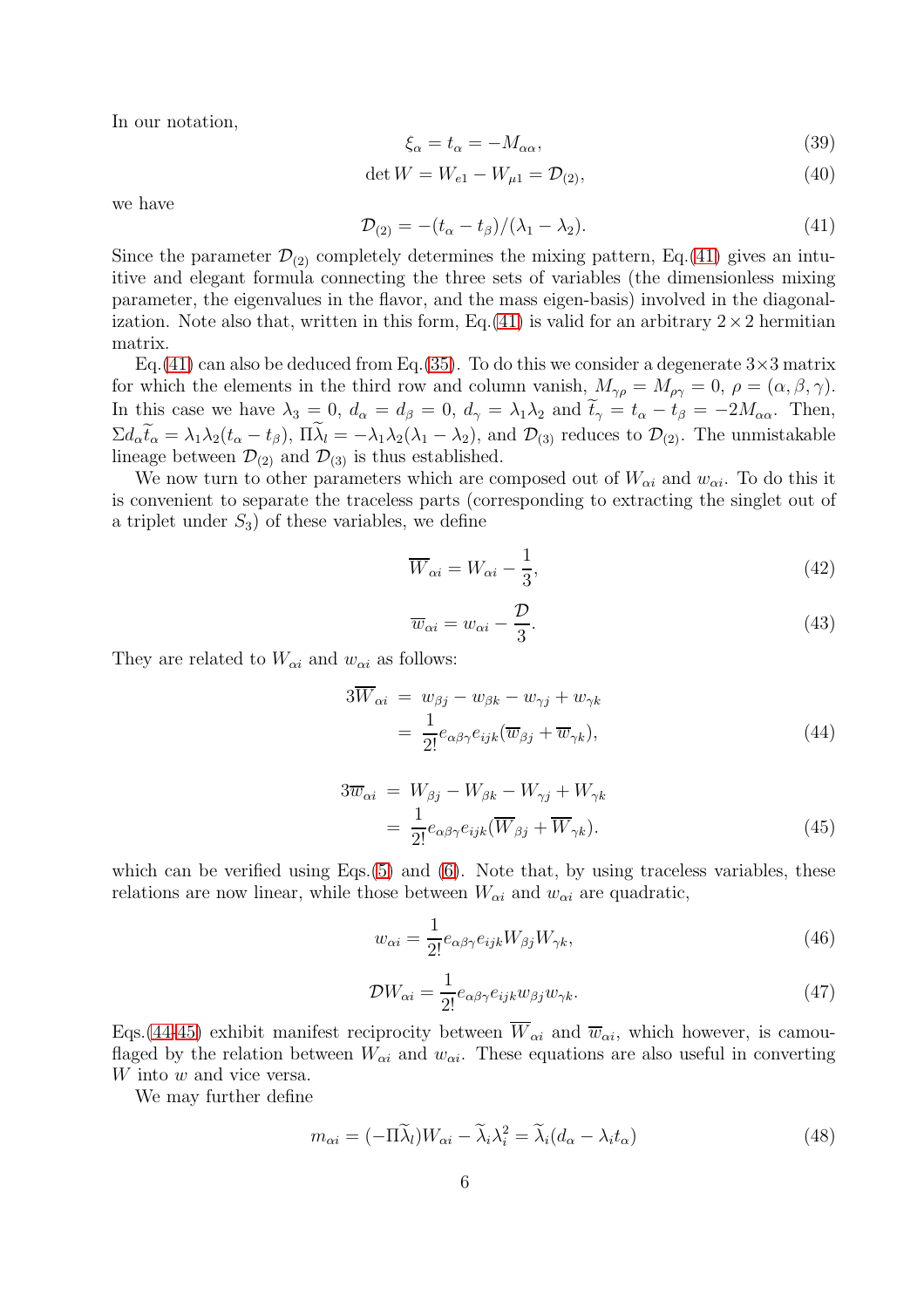In our notation,

$$\xi_\alpha = t_\alpha = -M_{\alpha\alpha}, \tag{39}$$

$$\det W = W_{e1} - W_{\mu 1} = \mathcal{D}_{(2)}, \tag{40}$$

we have

$$\mathcal{D}_{(2)} = -(t_\alpha - t_\beta)/(\lambda_1 - \lambda_2). \tag{41}$$

Since the parameter $\mathcal{D}_{(2)}$ completely determines the mixing pattern, Eq.(41) gives an intuitive and elegant formula connecting the three sets of variables (the dimensionless mixing parameter, the eigenvalues in the flavor, and the mass eigen-basis) involved in the diagonalization. Note also that, written in this form, Eq.(41) is valid for an arbitrary $2\times 2$ hermitian matrix.

Eq.(41) can also be deduced from Eq.(35). To do this we consider a degenerate $3\times 3$ matrix for which the elements in the third row and column vanish, $M_{\gamma\rho} = M_{\rho\gamma} = 0$, $\rho = (\alpha, \beta, \gamma)$. In this case we have $\lambda_3 = 0$, $d_\alpha = d_\beta = 0$, $d_\gamma = \lambda_1\lambda_2$ and $\widetilde{t}_\gamma = t_\alpha - t_\beta = -2M_{\alpha\alpha}$. Then, $\Sigma d_\alpha \widetilde{t}_\alpha = \lambda_1\lambda_2(t_\alpha - t_\beta)$, $\Pi\widetilde{\lambda}_l = -\lambda_1\lambda_2(\lambda_1 - \lambda_2)$, and $\mathcal{D}_{(3)}$ reduces to $\mathcal{D}_{(2)}$. The unmistakable lineage between $\mathcal{D}_{(2)}$ and $\mathcal{D}_{(3)}$ is thus established.

We now turn to other parameters which are composed out of $W_{\alpha i}$ and $w_{\alpha i}$. To do this it is convenient to separate the traceless parts (corresponding to extracting the singlet out of a triplet under $S_3$) of these variables, we define

$$\overline{W}_{\alpha i} = W_{\alpha i} - \frac{1}{3}, \tag{42}$$

$$\overline{w}_{\alpha i} = w_{\alpha i} - \frac{\mathcal{D}}{3}. \tag{43}$$

They are related to $W_{\alpha i}$ and $w_{\alpha i}$ as follows:

$$\begin{aligned} 3\overline{W}_{\alpha i} &= w_{\beta j} - w_{\beta k} - w_{\gamma j} + w_{\gamma k} \\ &= \frac{1}{2!} e_{\alpha\beta\gamma} e_{ijk} (\overline{w}_{\beta j} + \overline{w}_{\gamma k}), \end{aligned} \tag{44}$$

$$\begin{aligned} 3\overline{w}_{\alpha i} &= W_{\beta j} - W_{\beta k} - W_{\gamma j} + W_{\gamma k} \\ &= \frac{1}{2!} e_{\alpha\beta\gamma} e_{ijk} (\overline{W}_{\beta j} + \overline{W}_{\gamma k}). \end{aligned} \tag{45}$$

which can be verified using Eqs.(5) and (6). Note that, by using traceless variables, these relations are now linear, while those between $W_{\alpha i}$ and $w_{\alpha i}$ are quadratic,

$$w_{\alpha i} = \frac{1}{2!} e_{\alpha\beta\gamma} e_{ijk} W_{\beta j} W_{\gamma k}, \tag{46}$$

$$\mathcal{D} W_{\alpha i} = \frac{1}{2!} e_{\alpha\beta\gamma} e_{ijk} w_{\beta j} w_{\gamma k}. \tag{47}$$

Eqs.(44-45) exhibit manifest reciprocity between $\overline{W}_{\alpha i}$ and $\overline{w}_{\alpha i}$, which however, is camouflaged by the relation between $W_{\alpha i}$ and $w_{\alpha i}$. These equations are also useful in converting $W$ into $w$ and vice versa.

We may further define

$$m_{\alpha i} = (-\Pi\widetilde{\lambda}_l) W_{\alpha i} - \widetilde{\lambda}_i \lambda_i^2 = \widetilde{\lambda}_i (d_\alpha - \lambda_i t_\alpha) \tag{48}$$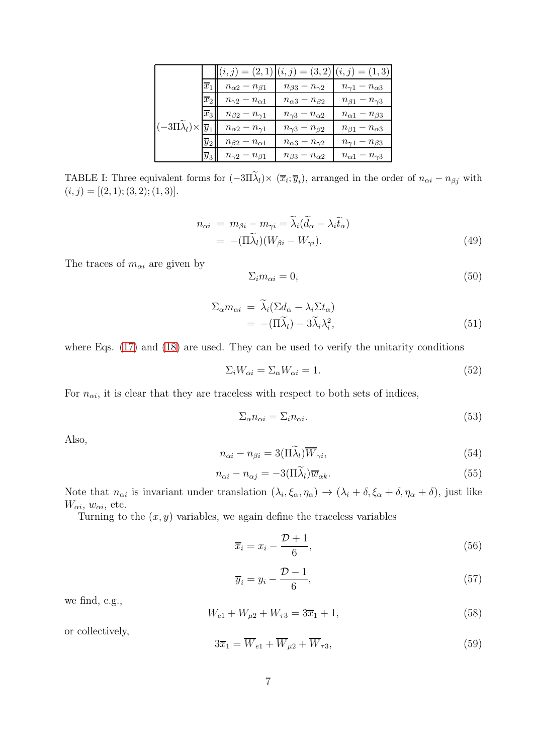| $(-3\Pi\widetilde{\lambda}_l)\times$ | | $(i,j)=(2,1)$ | $(i,j)=(3,2)$ | $(i,j)=(1,3)$ |
|---|---|---|---|---|
| | $\overline{x}_1$ | $n_{\alpha 2}-n_{\beta 1}$ | $n_{\beta 3}-n_{\gamma 2}$ | $n_{\gamma 1}-n_{\alpha 3}$ |
| | $\overline{x}_2$ | $n_{\gamma 2}-n_{\alpha 1}$ | $n_{\alpha 3}-n_{\beta 2}$ | $n_{\beta 1}-n_{\gamma 3}$ |
| | $\overline{x}_3$ | $n_{\beta 2}-n_{\gamma 1}$ | $n_{\gamma 3}-n_{\alpha 2}$ | $n_{\alpha 1}-n_{\beta 3}$ |
| | $\overline{y}_1$ | $n_{\alpha 2}-n_{\gamma 1}$ | $n_{\gamma 3}-n_{\beta 2}$ | $n_{\beta 1}-n_{\alpha 3}$ |
| | $\overline{y}_2$ | $n_{\beta 2}-n_{\alpha 1}$ | $n_{\alpha 3}-n_{\gamma 2}$ | $n_{\gamma 1}-n_{\beta 3}$ |
| | $\overline{y}_3$ | $n_{\gamma 2}-n_{\beta 1}$ | $n_{\beta 3}-n_{\alpha 2}$ | $n_{\alpha 1}-n_{\gamma 3}$ |

TABLE I: Three equivalent forms for $(-3\Pi\widetilde{\lambda}_l)\times$ $(\overline{x}_i;\overline{y}_i)$, arranged in the order of $n_{\alpha i}-n_{\beta j}$ with $(i,j)=[(2,1);(3,2);(1,3)]$.

$$
\begin{aligned}
n_{\alpha i} &= m_{\beta i}-m_{\gamma i}=\widetilde{\lambda}_i(\widetilde{d}_\alpha-\lambda_i\widetilde{t}_\alpha) \\
&= -(\Pi\widetilde{\lambda}_l)(W_{\beta i}-W_{\gamma i}).
\end{aligned}
\tag{49}
$$

The traces of $m_{\alpha i}$ are given by

$$
\Sigma_i m_{\alpha i}=0, \tag{50}
$$

$$
\begin{aligned}
\Sigma_\alpha m_{\alpha i} &= \widetilde{\lambda}_i(\Sigma d_\alpha-\lambda_i\Sigma t_\alpha) \\
&= -(\Pi\widetilde{\lambda}_l)-3\widetilde{\lambda}_i\lambda_i^2,
\end{aligned}
\tag{51}
$$

where Eqs. (17) and (18) are used. They can be used to verify the unitarity conditions

$$
\Sigma_i W_{\alpha i}=\Sigma_\alpha W_{\alpha i}=1. \tag{52}
$$

For $n_{\alpha i}$, it is clear that they are traceless with respect to both sets of indices,

$$
\Sigma_\alpha n_{\alpha i}=\Sigma_i n_{\alpha i}. \tag{53}
$$

Also,

$$
n_{\alpha i}-n_{\beta i}=3(\Pi\widetilde{\lambda}_l)\overline{W}_{\gamma i}, \tag{54}
$$

$$
n_{\alpha i}-n_{\alpha j}=-3(\Pi\widetilde{\lambda}_l)\overline{w}_{\alpha k}. \tag{55}
$$

Note that $n_{\alpha i}$ is invariant under translation $(\lambda_i,\xi_\alpha,\eta_\alpha)\rightarrow(\lambda_i+\delta,\xi_\alpha+\delta,\eta_\alpha+\delta)$, just like $W_{\alpha i}$, $w_{\alpha i}$, etc.

Turning to the $(x,y)$ variables, we again define the traceless variables

$$
\overline{x}_i=x_i-\frac{\mathcal{D}+1}{6}, \tag{56}
$$

$$
\overline{y}_i=y_i-\frac{\mathcal{D}-1}{6}, \tag{57}
$$

we find, e.g.,

$$
W_{e1}+W_{\mu 2}+W_{\tau 3}=3\overline{x}_1+1, \tag{58}
$$

or collectively,

$$
3\overline{x}_1=\overline{W}_{e1}+\overline{W}_{\mu 2}+\overline{W}_{\tau 3}, \tag{59}
$$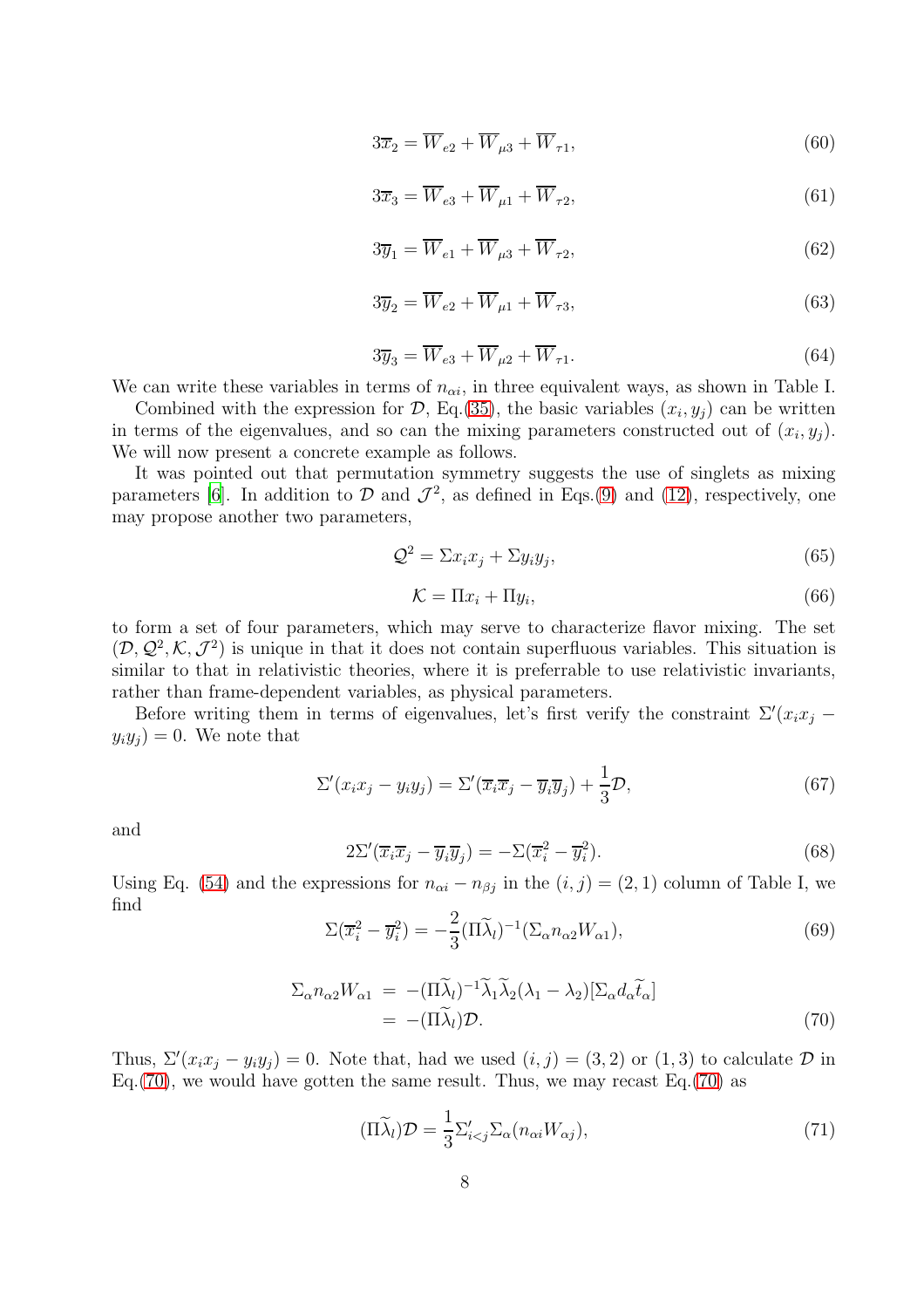$$3\overline{x}_2 = \overline{W}_{e2} + \overline{W}_{\mu 3} + \overline{W}_{\tau 1}, \tag{60}$$

$$3\overline{x}_3 = \overline{W}_{e3} + \overline{W}_{\mu 1} + \overline{W}_{\tau 2}, \tag{61}$$

$$3\overline{y}_1 = \overline{W}_{e1} + \overline{W}_{\mu 3} + \overline{W}_{\tau 2}, \tag{62}$$

$$3\overline{y}_2 = \overline{W}_{e2} + \overline{W}_{\mu 1} + \overline{W}_{\tau 3}, \tag{63}$$

$$3\overline{y}_3 = \overline{W}_{e3} + \overline{W}_{\mu 2} + \overline{W}_{\tau 1}. \tag{64}$$

We can write these variables in terms of $n_{\alpha i}$, in three equivalent ways, as shown in Table I.

Combined with the expression for $\mathcal{D}$, Eq.(35), the basic variables $(x_i, y_j)$ can be written in terms of the eigenvalues, and so can the mixing parameters constructed out of $(x_i, y_j)$. We will now present a concrete example as follows.

It was pointed out that permutation symmetry suggests the use of singlets as mixing parameters [6]. In addition to $\mathcal{D}$ and $\mathcal{J}^2$, as defined in Eqs.(9) and (12), respectively, one may propose another two parameters,

$$\mathcal{Q}^2 = \Sigma x_i x_j + \Sigma y_i y_j, \tag{65}$$

$$\mathcal{K} = \Pi x_i + \Pi y_i, \tag{66}$$

to form a set of four parameters, which may serve to characterize flavor mixing. The set $(\mathcal{D}, \mathcal{Q}^2, \mathcal{K}, \mathcal{J}^2)$ is unique in that it does not contain superfluous variables. This situation is similar to that in relativistic theories, where it is preferrable to use relativistic invariants, rather than frame-dependent variables, as physical parameters.

Before writing them in terms of eigenvalues, let's first verify the constraint $\Sigma'(x_i x_j - y_i y_j) = 0$. We note that

$$\Sigma'(x_i x_j - y_i y_j) = \Sigma'(\overline{x}_i \overline{x}_j - \overline{y}_i \overline{y}_j) + \frac{1}{3}\mathcal{D}, \tag{67}$$

and

$$2\Sigma'(\overline{x}_i \overline{x}_j - \overline{y}_i \overline{y}_j) = -\Sigma(\overline{x}_i^2 - \overline{y}_i^2). \tag{68}$$

Using Eq. (54) and the expressions for $n_{\alpha i} - n_{\beta j}$ in the $(i,j) = (2,1)$ column of Table I, we find

$$\Sigma(\overline{x}_i^2 - \overline{y}_i^2) = -\frac{2}{3}(\Pi\widetilde{\lambda}_l)^{-1}(\Sigma_\alpha n_{\alpha 2} W_{\alpha 1}), \tag{69}$$

$$\begin{aligned}
\Sigma_\alpha n_{\alpha 2} W_{\alpha 1} &= -(\Pi\widetilde{\lambda}_l)^{-1}\widetilde{\lambda}_1\widetilde{\lambda}_2(\lambda_1 - \lambda_2)[\Sigma_\alpha d_\alpha \widetilde{t}_\alpha] \\
&= -(\Pi\widetilde{\lambda}_l)\mathcal{D}.
\end{aligned} \tag{70}$$

Thus, $\Sigma'(x_i x_j - y_i y_j) = 0$. Note that, had we used $(i,j) = (3,2)$ or $(1,3)$ to calculate $\mathcal{D}$ in Eq.(70), we would have gotten the same result. Thus, we may recast Eq.(70) as

$$(\Pi\widetilde{\lambda}_l)\mathcal{D} = \frac{1}{3}\Sigma'_{i<j}\Sigma_\alpha(n_{\alpha i} W_{\alpha j}), \tag{71}$$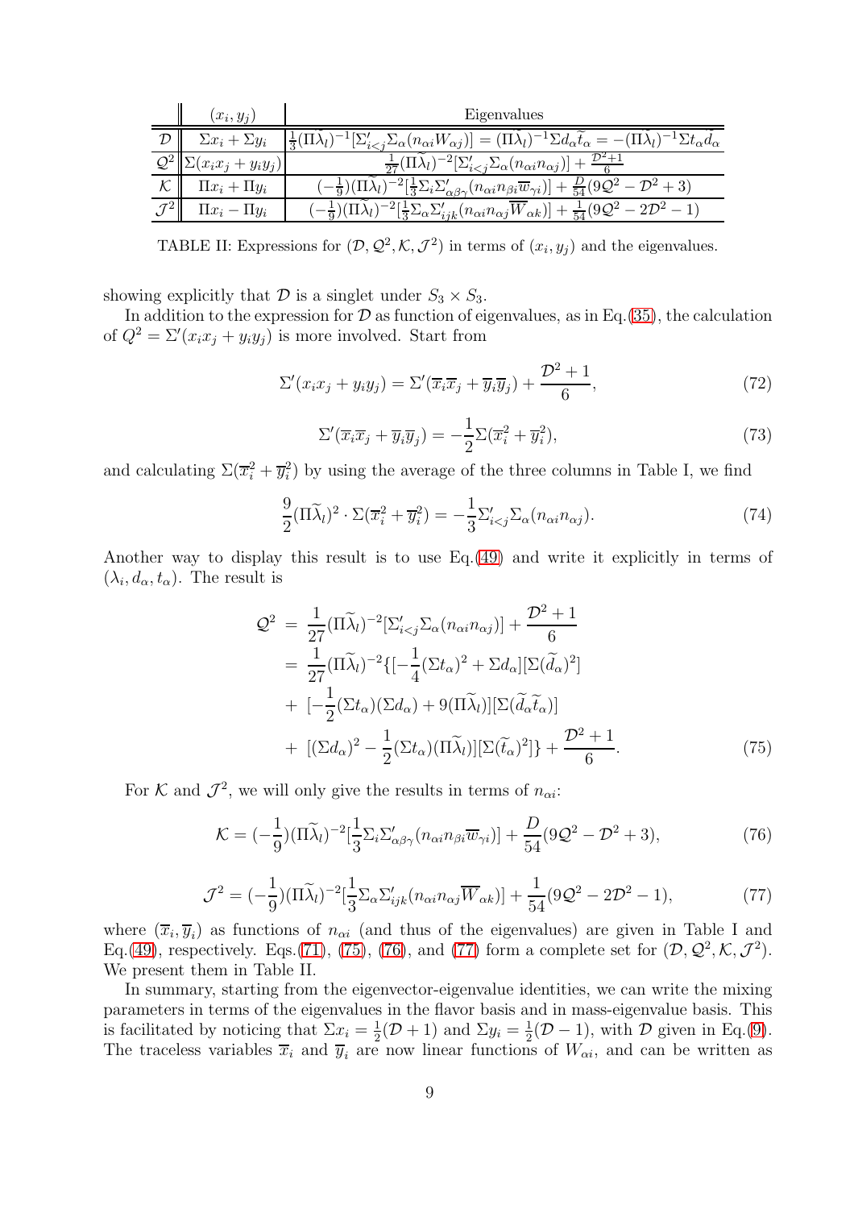|  | $(x_i, y_j)$ | Eigenvalues |
|---|---|---|
| $\mathcal{D}$ | $\Sigma x_i + \Sigma y_i$ | $\frac{1}{3}(\Pi\widetilde{\lambda}_l)^{-1}[\Sigma'_{i<j}\Sigma_\alpha(n_{\alpha i}W_{\alpha j})] = (\Pi\widetilde{\lambda}_l)^{-1}\Sigma d_\alpha \widetilde{t}_\alpha = -(\Pi\widetilde{\lambda}_l)^{-1}\Sigma t_\alpha \widetilde{d}_\alpha$ |
| $\mathcal{Q}^2$ | $\Sigma(x_i x_j + y_i y_j)$ | $\frac{1}{27}(\Pi\widetilde{\lambda}_l)^{-2}[\Sigma'_{i<j}\Sigma_\alpha(n_{\alpha i}n_{\alpha j})] + \frac{\mathcal{D}^2+1}{6}$ |
| $\mathcal{K}$ | $\Pi x_i + \Pi y_i$ | $(-\frac{1}{9})(\Pi\widetilde{\lambda}_l)^{-2}[\frac{1}{3}\Sigma_i\Sigma'_{\alpha\beta\gamma}(n_{\alpha i}n_{\beta i}\overline{w}_{\gamma i})] + \frac{D}{54}(9\mathcal{Q}^2 - \mathcal{D}^2 + 3)$ |
| $\mathcal{J}^2$ | $\Pi x_i - \Pi y_i$ | $(-\frac{1}{9})(\Pi\widetilde{\lambda}_l)^{-2}[\frac{1}{3}\Sigma_\alpha\Sigma'_{ijk}(n_{\alpha i}n_{\alpha j}\overline{W}_{\alpha k})] + \frac{1}{54}(9\mathcal{Q}^2 - 2\mathcal{D}^2 - 1)$ |

TABLE II: Expressions for $(\mathcal{D}, \mathcal{Q}^2, \mathcal{K}, \mathcal{J}^2)$ in terms of $(x_i, y_j)$ and the eigenvalues.

showing explicitly that $\mathcal{D}$ is a singlet under $S_3 \times S_3$.

In addition to the expression for $\mathcal{D}$ as function of eigenvalues, as in Eq.(35), the calculation of $Q^2 = \Sigma'(x_i x_j + y_i y_j)$ is more involved. Start from

$$\Sigma'(x_i x_j + y_i y_j) = \Sigma'(\overline{x}_i\overline{x}_j + \overline{y}_i\overline{y}_j) + \frac{\mathcal{D}^2+1}{6}, \tag{72}$$

$$\Sigma'(\overline{x}_i\overline{x}_j + \overline{y}_i\overline{y}_j) = -\frac{1}{2}\Sigma(\overline{x}_i^2 + \overline{y}_i^2), \tag{73}$$

and calculating $\Sigma(\overline{x}_i^2 + \overline{y}_i^2)$ by using the average of the three columns in Table I, we find

$$\frac{9}{2}(\Pi\widetilde{\lambda}_l)^2 \cdot \Sigma(\overline{x}_i^2 + \overline{y}_i^2) = -\frac{1}{3}\Sigma'_{i<j}\Sigma_\alpha(n_{\alpha i}n_{\alpha j}). \tag{74}$$

Another way to display this result is to use Eq.(49) and write it explicitly in terms of $(\lambda_i, d_\alpha, t_\alpha)$. The result is

$$\begin{aligned}
\mathcal{Q}^2 &= \frac{1}{27}(\Pi\widetilde{\lambda}_l)^{-2}[\Sigma'_{i<j}\Sigma_\alpha(n_{\alpha i}n_{\alpha j})] + \frac{\mathcal{D}^2+1}{6} \\
&= \frac{1}{27}(\Pi\widetilde{\lambda}_l)^{-2}\{[-\frac{1}{4}(\Sigma t_\alpha)^2 + \Sigma d_\alpha][\Sigma(\widetilde{d}_\alpha)^2] \\
&+ [-\frac{1}{2}(\Sigma t_\alpha)(\Sigma d_\alpha) + 9(\Pi\widetilde{\lambda}_l)][\Sigma(\widetilde{d}_\alpha\widetilde{t}_\alpha)] \\
&+ [(\Sigma d_\alpha)^2 - \frac{1}{2}(\Sigma t_\alpha)(\Pi\widetilde{\lambda}_l)][\Sigma(\widetilde{t}_\alpha)^2]\} + \frac{\mathcal{D}^2+1}{6}.
\end{aligned} \tag{75}$$

For $\mathcal{K}$ and $\mathcal{J}^2$, we will only give the results in terms of $n_{\alpha i}$:

$$\mathcal{K} = (-\frac{1}{9})(\Pi\widetilde{\lambda}_l)^{-2}[\frac{1}{3}\Sigma_i\Sigma'_{\alpha\beta\gamma}(n_{\alpha i}n_{\beta i}\overline{w}_{\gamma i})] + \frac{D}{54}(9\mathcal{Q}^2 - \mathcal{D}^2 + 3), \tag{76}$$

$$\mathcal{J}^2 = (-\frac{1}{9})(\Pi\widetilde{\lambda}_l)^{-2}[\frac{1}{3}\Sigma_\alpha\Sigma'_{ijk}(n_{\alpha i}n_{\alpha j}\overline{W}_{\alpha k})] + \frac{1}{54}(9\mathcal{Q}^2 - 2\mathcal{D}^2 - 1), \tag{77}$$

where $(\overline{x}_i, \overline{y}_i)$ as functions of $n_{\alpha i}$ (and thus of the eigenvalues) are given in Table I and Eq.(49), respectively. Eqs.(71), (75), (76), and (77) form a complete set for $(\mathcal{D}, \mathcal{Q}^2, \mathcal{K}, \mathcal{J}^2)$. We present them in Table II.

In summary, starting from the eigenvector-eigenvalue identities, we can write the mixing parameters in terms of the eigenvalues in the flavor basis and in mass-eigenvalue basis. This is facilitated by noticing that $\Sigma x_i = \frac{1}{2}(\mathcal{D}+1)$ and $\Sigma y_i = \frac{1}{2}(\mathcal{D}-1)$, with $\mathcal{D}$ given in Eq.(9). The traceless variables $\overline{x}_i$ and $\overline{y}_i$ are now linear functions of $W_{\alpha i}$, and can be written as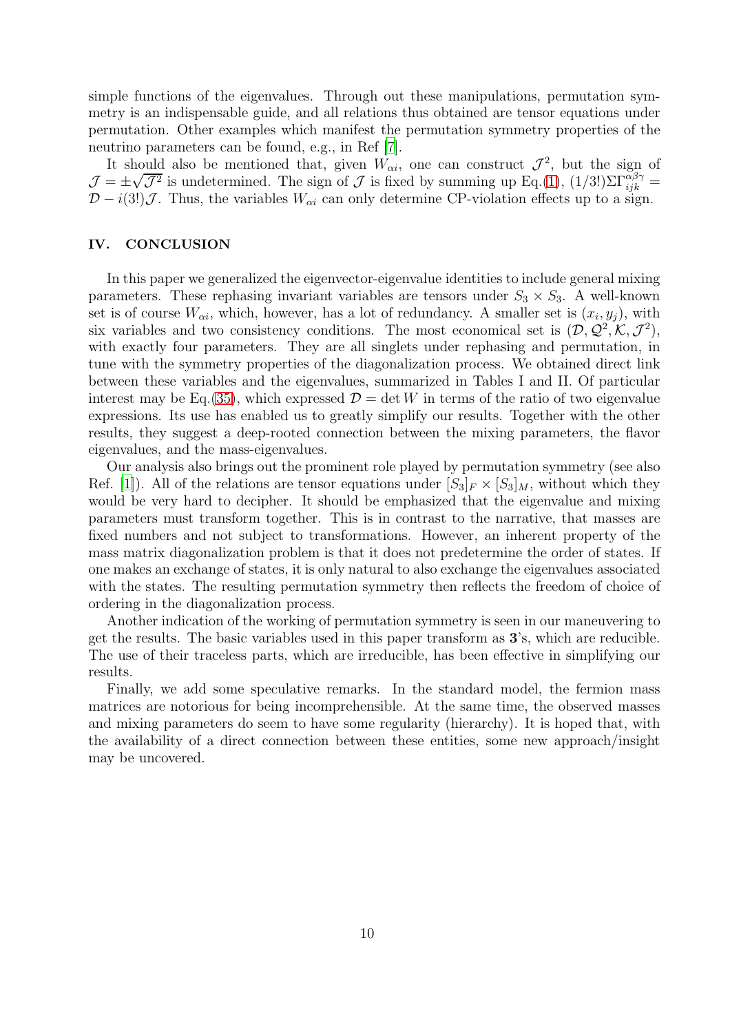simple functions of the eigenvalues. Through out these manipulations, permutation symmetry is an indispensable guide, and all relations thus obtained are tensor equations under permutation. Other examples which manifest the permutation symmetry properties of the neutrino parameters can be found, e.g., in Ref [7].

It should also be mentioned that, given $W_{\alpha i}$, one can construct $\mathcal{J}^2$, but the sign of $\mathcal{J} = \pm\sqrt{\mathcal{J}^2}$ is undetermined. The sign of $\mathcal{J}$ is fixed by summing up Eq.(1), $(1/3!)\Sigma\Gamma^{\alpha\beta\gamma}_{ijk} = \mathcal{D} - i(3!)\mathcal{J}$. Thus, the variables $W_{\alpha i}$ can only determine CP-violation effects up to a sign.

## IV. CONCLUSION

In this paper we generalized the eigenvector-eigenvalue identities to include general mixing parameters. These rephasing invariant variables are tensors under $S_3 \times S_3$. A well-known set is of course $W_{\alpha i}$, which, however, has a lot of redundancy. A smaller set is $(x_i, y_j)$, with six variables and two consistency conditions. The most economical set is $(\mathcal{D}, \mathcal{Q}^2, \mathcal{K}, \mathcal{J}^2)$, with exactly four parameters. They are all singlets under rephasing and permutation, in tune with the symmetry properties of the diagonalization process. We obtained direct link between these variables and the eigenvalues, summarized in Tables I and II. Of particular interest may be Eq.(35), which expressed $\mathcal{D} = \det W$ in terms of the ratio of two eigenvalue expressions. Its use has enabled us to greatly simplify our results. Together with the other results, they suggest a deep-rooted connection between the mixing parameters, the flavor eigenvalues, and the mass-eigenvalues.

Our analysis also brings out the prominent role played by permutation symmetry (see also Ref. [1]). All of the relations are tensor equations under $[S_3]_F \times [S_3]_M$, without which they would be very hard to decipher. It should be emphasized that the eigenvalue and mixing parameters must transform together. This is in contrast to the narrative, that masses are fixed numbers and not subject to transformations. However, an inherent property of the mass matrix diagonalization problem is that it does not predetermine the order of states. If one makes an exchange of states, it is only natural to also exchange the eigenvalues associated with the states. The resulting permutation symmetry then reflects the freedom of choice of ordering in the diagonalization process.

Another indication of the working of permutation symmetry is seen in our maneuvering to get the results. The basic variables used in this paper transform as **3**'s, which are reducible. The use of their traceless parts, which are irreducible, has been effective in simplifying our results.

Finally, we add some speculative remarks. In the standard model, the fermion mass matrices are notorious for being incomprehensible. At the same time, the observed masses and mixing parameters do seem to have some regularity (hierarchy). It is hoped that, with the availability of a direct connection between these entities, some new approach/insight may be uncovered.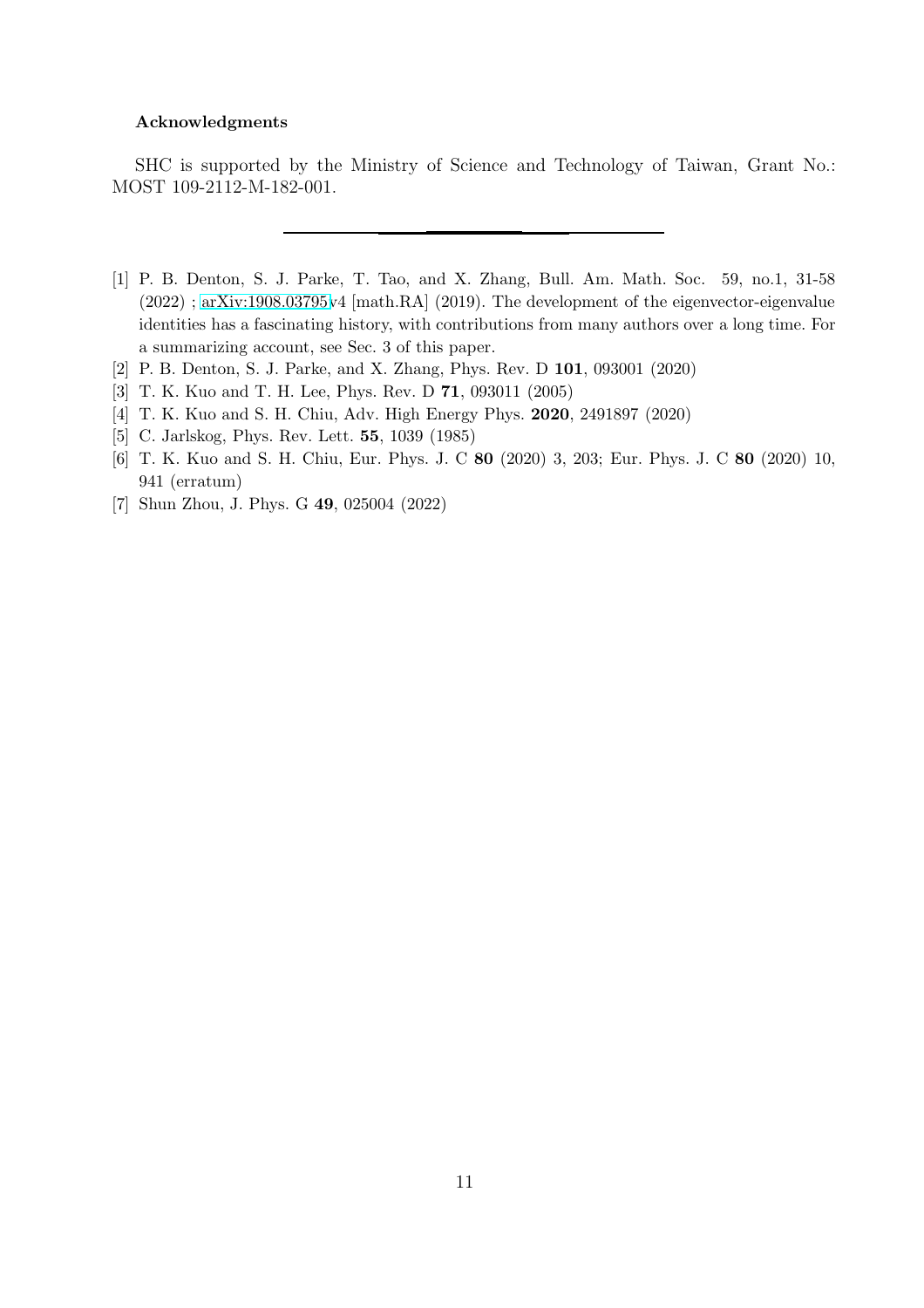### Acknowledgments

SHC is supported by the Ministry of Science and Technology of Taiwan, Grant No.: MOST 109-2112-M-182-001.

---

[1] P. B. Denton, S. J. Parke, T. Tao, and X. Zhang, Bull. Am. Math. Soc. 59, no.1, 31-58 (2022) ; arXiv:1908.03795v4 [math.RA] (2019). The development of the eigenvector-eigenvalue identities has a fascinating history, with contributions from many authors over a long time. For a summarizing account, see Sec. 3 of this paper.

[2] P. B. Denton, S. J. Parke, and X. Zhang, Phys. Rev. D **101**, 093001 (2020)

[3] T. K. Kuo and T. H. Lee, Phys. Rev. D **71**, 093011 (2005)

[4] T. K. Kuo and S. H. Chiu, Adv. High Energy Phys. **2020**, 2491897 (2020)

[5] C. Jarlskog, Phys. Rev. Lett. **55**, 1039 (1985)

[6] T. K. Kuo and S. H. Chiu, Eur. Phys. J. C **80** (2020) 3, 203; Eur. Phys. J. C **80** (2020) 10, 941 (erratum)

[7] Shun Zhou, J. Phys. G **49**, 025004 (2022)